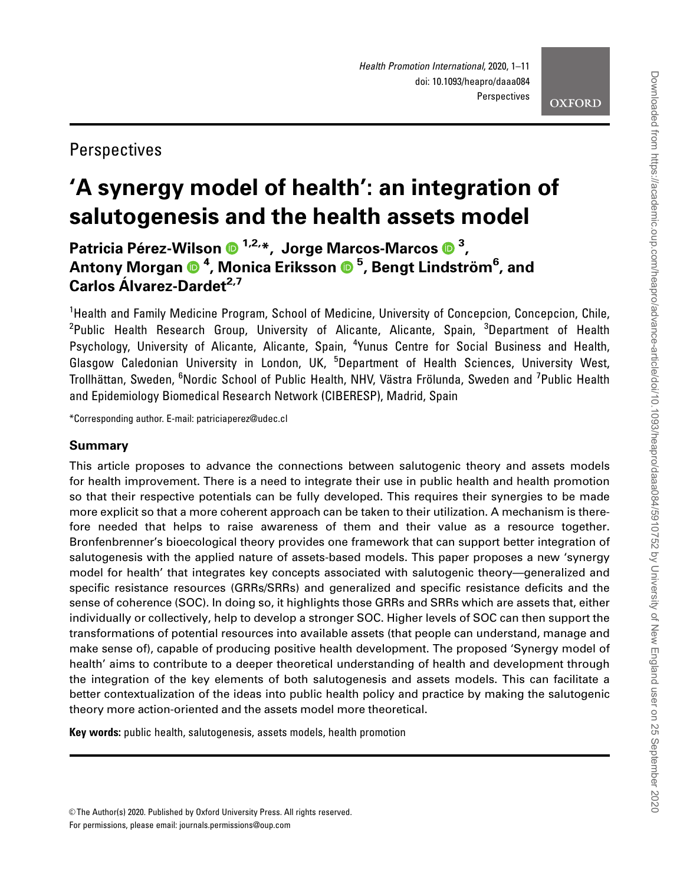Perspectives

# 'A synergy model of health': an integration of salutogenesis and the health assets model

**Patricia Pérez-Wilson [1,2,*], Jorge Marcos-Marcos [3], Antony Morgan [4], Monica Eriksson [5], Bengt Lindström[6], and Carlos Álvarez-Dardet[2,7]**

[1]Health and Family Medicine Program, School of Medicine, University of Concepcion, Concepcion, Chile, [2]Public Health Research Group, University of Alicante, Alicante, Spain, [3]Department of Health Psychology, University of Alicante, Alicante, Spain, [4]Yunus Centre for Social Business and Health, Glasgow Caledonian University in London, UK, [5]Department of Health Sciences, University West, Trollhättan, Sweden, [6]Nordic School of Public Health, NHV, Västra Frölunda, Sweden and [7]Public Health and Epidemiology Biomedical Research Network (CIBERESP), Madrid, Spain

*Corresponding author. E-mail: patriciaperez@udec.cl

## Summary

This article proposes to advance the connections between salutogenic theory and assets models for health improvement. There is a need to integrate their use in public health and health promotion so that their respective potentials can be fully developed. This requires their synergies to be made more explicit so that a more coherent approach can be taken to their utilization. A mechanism is therefore needed that helps to raise awareness of them and their value as a resource together. Bronfenbrenner's bioecological theory provides one framework that can support better integration of salutogenesis with the applied nature of assets-based models. This paper proposes a new 'synergy model for health' that integrates key concepts associated with salutogenic theory—generalized and specific resistance resources (GRRs/SRRs) and generalized and specific resistance deficits and the sense of coherence (SOC). In doing so, it highlights those GRRs and SRRs which are assets that, either individually or collectively, help to develop a stronger SOC. Higher levels of SOC can then support the transformations of potential resources into available assets (that people can understand, manage and make sense of), capable of producing positive health development. The proposed 'Synergy model of health' aims to contribute to a deeper theoretical understanding of health and development through the integration of the key elements of both salutogenesis and assets models. This can facilitate a better contextualization of the ideas into public health policy and practice by making the salutogenic theory more action-oriented and the assets model more theoretical.

**Key words:** public health, salutogenesis, assets models, health promotion

© The Author(s) 2020. Published by Oxford University Press. All rights reserved.
For permissions, please email: journals.permissions@oup.com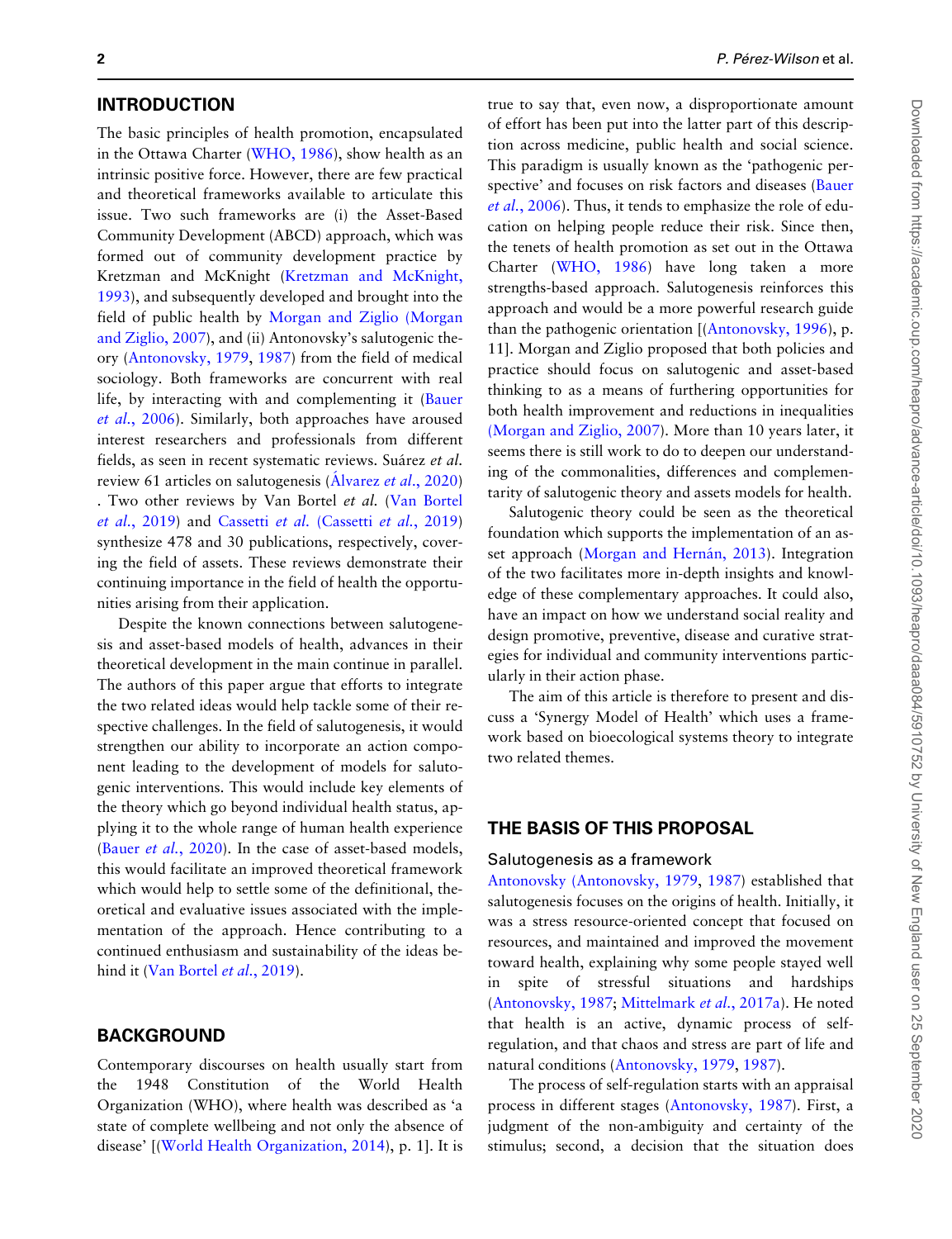## INTRODUCTION

The basic principles of health promotion, encapsulated in the Ottawa Charter (WHO, 1986), show health as an intrinsic positive force. However, there are few practical and theoretical frameworks available to articulate this issue. Two such frameworks are (i) the Asset-Based Community Development (ABCD) approach, which was formed out of community development practice by Kretzman and McKnight (Kretzman and McKnight, 1993), and subsequently developed and brought into the field of public health by Morgan and Ziglio (Morgan and Ziglio, 2007), and (ii) Antonovsky's salutogenic theory (Antonovsky, 1979, 1987) from the field of medical sociology. Both frameworks are concurrent with real life, by interacting with and complementing it (Bauer *et al.*, 2006). Similarly, both approaches have aroused interest researchers and professionals from different fields, as seen in recent systematic reviews. Suárez *et al.* review 61 articles on salutogenesis (Álvarez *et al.*, 2020). Two other reviews by Van Bortel *et al.* (Van Bortel *et al.*, 2019) and Cassetti *et al.* (Cassetti *et al.*, 2019) synthesize 478 and 30 publications, respectively, covering the field of assets. These reviews demonstrate their continuing importance in the field of health the opportunities arising from their application.

Despite the known connections between salutogenesis and asset-based models of health, advances in their theoretical development in the main continue in parallel. The authors of this paper argue that efforts to integrate the two related ideas would help tackle some of their respective challenges. In the field of salutogenesis, it would strengthen our ability to incorporate an action component leading to the development of models for salutogenic interventions. This would include key elements of the theory which go beyond individual health status, applying it to the whole range of human health experience (Bauer *et al.*, 2020). In the case of asset-based models, this would facilitate an improved theoretical framework which would help to settle some of the definitional, theoretical and evaluative issues associated with the implementation of the approach. Hence contributing to a continued enthusiasm and sustainability of the ideas behind it (Van Bortel *et al.*, 2019).

## BACKGROUND

Contemporary discourses on health usually start from the 1948 Constitution of the World Health Organization (WHO), where health was described as 'a state of complete wellbeing and not only the absence of disease' [(World Health Organization, 2014), p. 1]. It is true to say that, even now, a disproportionate amount of effort has been put into the latter part of this description across medicine, public health and social science. This paradigm is usually known as the 'pathogenic perspective' and focuses on risk factors and diseases (Bauer *et al.*, 2006). Thus, it tends to emphasize the role of education on helping people reduce their risk. Since then, the tenets of health promotion as set out in the Ottawa Charter (WHO, 1986) have long taken a more strengths-based approach. Salutogenesis reinforces this approach and would be a more powerful research guide than the pathogenic orientation [(Antonovsky, 1996), p. 11]. Morgan and Ziglio proposed that both policies and practice should focus on salutogenic and asset-based thinking to as a means of furthering opportunities for both health improvement and reductions in inequalities (Morgan and Ziglio, 2007). More than 10 years later, it seems there is still work to do to deepen our understanding of the commonalities, differences and complementarity of salutogenic theory and assets models for health.

Salutogenic theory could be seen as the theoretical foundation which supports the implementation of an asset approach (Morgan and Hernán, 2013). Integration of the two facilitates more in-depth insights and knowledge of these complementary approaches. It could also, have an impact on how we understand social reality and design promotive, preventive, disease and curative strategies for individual and community interventions particularly in their action phase.

The aim of this article is therefore to present and discuss a 'Synergy Model of Health' which uses a framework based on bioecological systems theory to integrate two related themes.

## THE BASIS OF THIS PROPOSAL

### Salutogenesis as a framework

Antonovsky (Antonovsky, 1979, 1987) established that salutogenesis focuses on the origins of health. Initially, it was a stress resource-oriented concept that focused on resources, and maintained and improved the movement toward health, explaining why some people stayed well in spite of stressful situations and hardships (Antonovsky, 1987; Mittelmark *et al.*, 2017a). He noted that health is an active, dynamic process of self-regulation, and that chaos and stress are part of life and natural conditions (Antonovsky, 1979, 1987).

The process of self-regulation starts with an appraisal process in different stages (Antonovsky, 1987). First, a judgment of the non-ambiguity and certainty of the stimulus; second, a decision that the situation does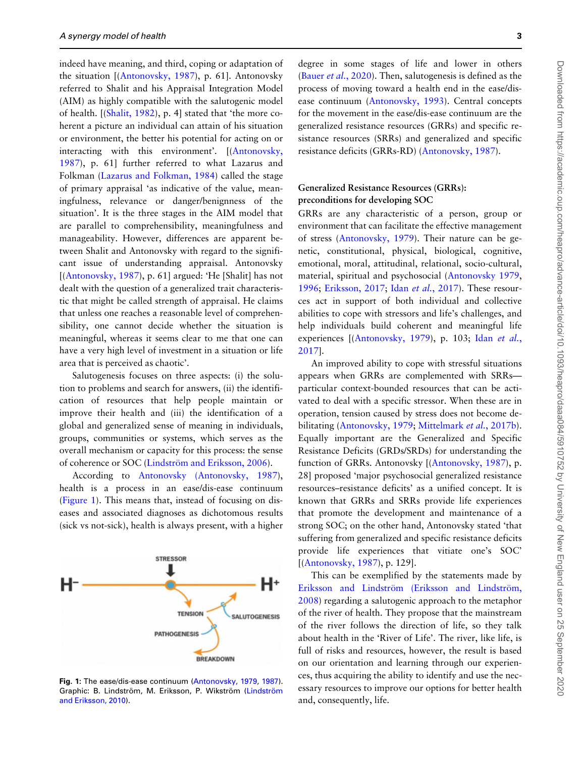indeed have meaning, and third, coping or adaptation of the situation [(Antonovsky, 1987), p. 61]. Antonovsky referred to Shalit and his Appraisal Integration Model (AIM) as highly compatible with the salutogenic model of health. [(Shalit, 1982), p. 4] stated that 'the more coherent a picture an individual can attain of his situation or environment, the better his potential for acting on or interacting with this environment'. [(Antonovsky, 1987), p. 61] further referred to what Lazarus and Folkman (Lazarus and Folkman, 1984) called the stage of primary appraisal 'as indicative of the value, meaningfulness, relevance or danger/benignness of the situation'. It is the three stages in the AIM model that are parallel to comprehensibility, meaningfulness and manageability. However, differences are apparent between Shalit and Antonovsky with regard to the significant issue of understanding appraisal. Antonovsky [(Antonovsky, 1987), p. 61] argued: 'He [Shalit] has not dealt with the question of a generalized trait characteristic that might be called strength of appraisal. He claims that unless one reaches a reasonable level of comprehensibility, one cannot decide whether the situation is meaningful, whereas it seems clear to me that one can have a very high level of investment in a situation or life area that is perceived as chaotic'.

Salutogenesis focuses on three aspects: (i) the solution to problems and search for answers, (ii) the identification of resources that help people maintain or improve their health and (iii) the identification of a global and generalized sense of meaning in individuals, groups, communities or systems, which serves as the overall mechanism or capacity for this process: the sense of coherence or SOC (Lindström and Eriksson, 2006).

According to Antonovsky (Antonovsky, 1987), health is a process in an ease/dis-ease continuum (Figure 1). This means that, instead of focusing on diseases and associated diagnoses as dichotomous results (sick vs not-sick), health is always present, with a higher degree in some stages of life and lower in others (Bauer *et al.*, 2020). Then, salutogenesis is defined as the process of moving toward a health end in the ease/disease continuum (Antonovsky, 1993). Central concepts for the movement in the ease/dis-ease continuum are the generalized resistance resources (GRRs) and specific resistance resources (SRRs) and generalized and specific resistance deficits (GRRs-RD) (Antonovsky, 1987).

**Fig. 1:** The ease/dis-ease continuum (Antonovsky, 1979, 1987). Graphic: B. Lindström, M. Eriksson, P. Wikström (Lindström and Eriksson, 2010).

## Generalized Resistance Resources (GRRs): preconditions for developing SOC

GRRs are any characteristic of a person, group or environment that can facilitate the effective management of stress (Antonovsky, 1979). Their nature can be genetic, constitutional, physical, biological, cognitive, emotional, moral, attitudinal, relational, socio-cultural, material, spiritual and psychosocial (Antonovsky 1979, 1996; Eriksson, 2017; Idan *et al.*, 2017). These resources act in support of both individual and collective abilities to cope with stressors and life's challenges, and help individuals build coherent and meaningful life experiences [(Antonovsky, 1979), p. 103; Idan *et al.*, 2017].

An improved ability to cope with stressful situations appears when GRRs are complemented with SRRs—particular context-bounded resources that can be activated to deal with a specific stressor. When these are in operation, tension caused by stress does not become debilitating (Antonovsky, 1979; Mittelmark *et al.*, 2017b). Equally important are the Generalized and Specific Resistance Deficits (GRDs/SRDs) for understanding the function of GRRs. Antonovsky [(Antonovsky, 1987), p. 28] proposed 'major psychosocial generalized resistance resources–resistance deficits' as a unified concept. It is known that GRRs and SRRs provide life experiences that promote the development and maintenance of a strong SOC; on the other hand, Antonovsky stated 'that suffering from generalized and specific resistance deficits provide life experiences that vitiate one's SOC' [(Antonovsky, 1987), p. 129].

This can be exemplified by the statements made by Eriksson and Lindström (Eriksson and Lindström, 2008) regarding a salutogenic approach to the metaphor of the river of health. They propose that the mainstream of the river follows the direction of life, so they talk about health in the 'River of Life'. The river, like life, is full of risks and resources, however, the result is based on our orientation and learning through our experiences, thus acquiring the ability to identify and use the necessary resources to improve our options for better health and, consequently, life.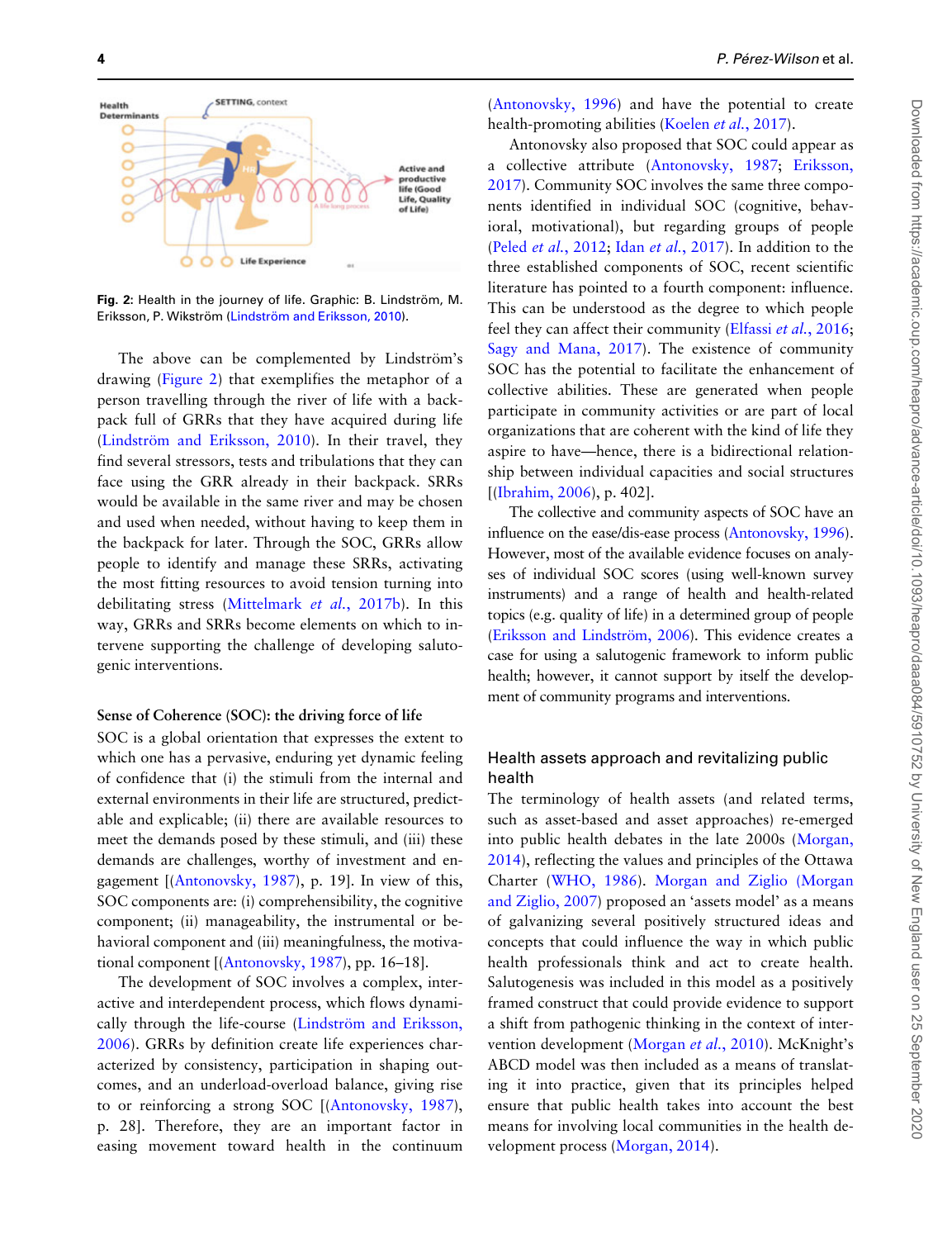Fig. 2: Health in the journey of life. Graphic: B. Lindström, M. Eriksson, P. Wikström (Lindström and Eriksson, 2010).

The above can be complemented by Lindström's drawing (Figure 2) that exemplifies the metaphor of a person travelling through the river of life with a backpack full of GRRs that they have acquired during life (Lindström and Eriksson, 2010). In their travel, they find several stressors, tests and tribulations that they can face using the GRR already in their backpack. SRRs would be available in the same river and may be chosen and used when needed, without having to keep them in the backpack for later. Through the SOC, GRRs allow people to identify and manage these SRRs, activating the most fitting resources to avoid tension turning into debilitating stress (Mittelmark *et al.*, 2017b). In this way, GRRs and SRRs become elements on which to intervene supporting the challenge of developing salutogenic interventions.

### Sense of Coherence (SOC): the driving force of life

SOC is a global orientation that expresses the extent to which one has a pervasive, enduring yet dynamic feeling of confidence that (i) the stimuli from the internal and external environments in their life are structured, predictable and explicable; (ii) there are available resources to meet the demands posed by these stimuli, and (iii) these demands are challenges, worthy of investment and engagement [(Antonovsky, 1987), p. 19]. In view of this, SOC components are: (i) comprehensibility, the cognitive component; (ii) manageability, the instrumental or behavioral component and (iii) meaningfulness, the motivational component [(Antonovsky, 1987), pp. 16–18].

The development of SOC involves a complex, interactive and interdependent process, which flows dynamically through the life-course (Lindström and Eriksson, 2006). GRRs by definition create life experiences characterized by consistency, participation in shaping outcomes, and an underload-overload balance, giving rise to or reinforcing a strong SOC [(Antonovsky, 1987), p. 28]. Therefore, they are an important factor in easing movement toward health in the continuum (Antonovsky, 1996) and have the potential to create health-promoting abilities (Koelen *et al.*, 2017).

Antonovsky also proposed that SOC could appear as a collective attribute (Antonovsky, 1987; Eriksson, 2017). Community SOC involves the same three components identified in individual SOC (cognitive, behavioral, motivational), but regarding groups of people (Peled *et al.*, 2012; Idan *et al.*, 2017). In addition to the three established components of SOC, recent scientific literature has pointed to a fourth component: influence. This can be understood as the degree to which people feel they can affect their community (Elfassi *et al.*, 2016; Sagy and Mana, 2017). The existence of community SOC has the potential to facilitate the enhancement of collective abilities. These are generated when people participate in community activities or are part of local organizations that are coherent with the kind of life they aspire to have—hence, there is a bidirectional relationship between individual capacities and social structures [(Ibrahim, 2006), p. 402].

The collective and community aspects of SOC have an influence on the ease/dis-ease process (Antonovsky, 1996). However, most of the available evidence focuses on analyses of individual SOC scores (using well-known survey instruments) and a range of health and health-related topics (e.g. quality of life) in a determined group of people (Eriksson and Lindström, 2006). This evidence creates a case for using a salutogenic framework to inform public health; however, it cannot support by itself the development of community programs and interventions.

## Health assets approach and revitalizing public health

The terminology of health assets (and related terms, such as asset-based and asset approaches) re-emerged into public health debates in the late 2000s (Morgan, 2014), reflecting the values and principles of the Ottawa Charter (WHO, 1986). Morgan and Ziglio (Morgan and Ziglio, 2007) proposed an 'assets model' as a means of galvanizing several positively structured ideas and concepts that could influence the way in which public health professionals think and act to create health. Salutogenesis was included in this model as a positively framed construct that could provide evidence to support a shift from pathogenic thinking in the context of intervention development (Morgan *et al.*, 2010). McKnight's ABCD model was then included as a means of translating it into practice, given that its principles helped ensure that public health takes into account the best means for involving local communities in the health development process (Morgan, 2014).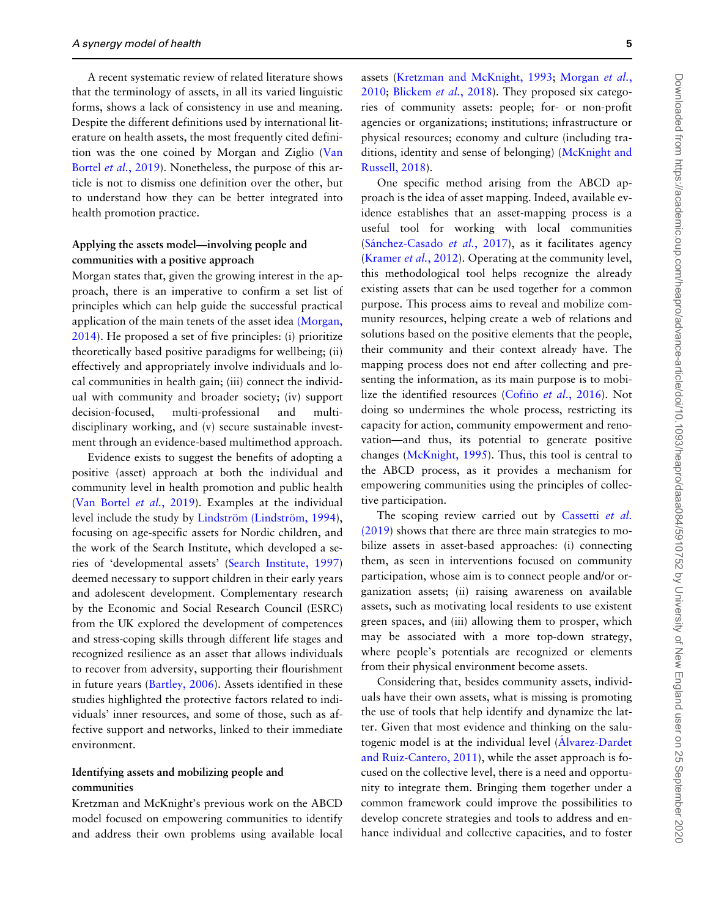A recent systematic review of related literature shows that the terminology of assets, in all its varied linguistic forms, shows a lack of consistency in use and meaning. Despite the different definitions used by international literature on health assets, the most frequently cited definition was the one coined by Morgan and Ziglio (Van Bortel *et al.*, 2019). Nonetheless, the purpose of this article is not to dismiss one definition over the other, but to understand how they can be better integrated into health promotion practice.

### Applying the assets model—involving people and communities with a positive approach

Morgan states that, given the growing interest in the approach, there is an imperative to confirm a set list of principles which can help guide the successful practical application of the main tenets of the asset idea (Morgan, 2014). He proposed a set of five principles: (i) prioritize theoretically based positive paradigms for wellbeing; (ii) effectively and appropriately involve individuals and local communities in health gain; (iii) connect the individual with community and broader society; (iv) support decision-focused, multi-professional and multidisciplinary working, and (v) secure sustainable investment through an evidence-based multimethod approach.

Evidence exists to suggest the benefits of adopting a positive (asset) approach at both the individual and community level in health promotion and public health (Van Bortel *et al.*, 2019). Examples at the individual level include the study by Lindström (Lindström, 1994), focusing on age-specific assets for Nordic children, and the work of the Search Institute, which developed a series of 'developmental assets' (Search Institute, 1997) deemed necessary to support children in their early years and adolescent development. Complementary research by the Economic and Social Research Council (ESRC) from the UK explored the development of competences and stress-coping skills through different life stages and recognized resilience as an asset that allows individuals to recover from adversity, supporting their flourishment in future years (Bartley, 2006). Assets identified in these studies highlighted the protective factors related to individuals' inner resources, and some of those, such as affective support and networks, linked to their immediate environment.

### Identifying assets and mobilizing people and communities

Kretzman and McKnight's previous work on the ABCD model focused on empowering communities to identify and address their own problems using available local assets (Kretzman and McKnight, 1993; Morgan *et al.*, 2010; Blickem *et al.*, 2018). They proposed six categories of community assets: people; for- or non-profit agencies or organizations; institutions; infrastructure or physical resources; economy and culture (including traditions, identity and sense of belonging) (McKnight and Russell, 2018).

One specific method arising from the ABCD approach is the idea of asset mapping. Indeed, available evidence establishes that an asset-mapping process is a useful tool for working with local communities (Sánchez-Casado *et al.*, 2017), as it facilitates agency (Kramer *et al.*, 2012). Operating at the community level, this methodological tool helps recognize the already existing assets that can be used together for a common purpose. This process aims to reveal and mobilize community resources, helping create a web of relations and solutions based on the positive elements that the people, their community and their context already have. The mapping process does not end after collecting and presenting the information, as its main purpose is to mobilize the identified resources (Cofiño *et al.*, 2016). Not doing so undermines the whole process, restricting its capacity for action, community empowerment and renovation—and thus, its potential to generate positive changes (McKnight, 1995). Thus, this tool is central to the ABCD process, as it provides a mechanism for empowering communities using the principles of collective participation.

The scoping review carried out by Cassetti *et al.* (2019) shows that there are three main strategies to mobilize assets in asset-based approaches: (i) connecting them, as seen in interventions focused on community participation, whose aim is to connect people and/or organization assets; (ii) raising awareness on available assets, such as motivating local residents to use existent green spaces, and (iii) allowing them to prosper, which may be associated with a more top-down strategy, where people's potentials are recognized or elements from their physical environment become assets.

Considering that, besides community assets, individuals have their own assets, what is missing is promoting the use of tools that help identify and dynamize the latter. Given that most evidence and thinking on the salutogenic model is at the individual level (Álvarez-Dardet and Ruiz-Cantero, 2011), while the asset approach is focused on the collective level, there is a need and opportunity to integrate them. Bringing them together under a common framework could improve the possibilities to develop concrete strategies and tools to address and enhance individual and collective capacities, and to foster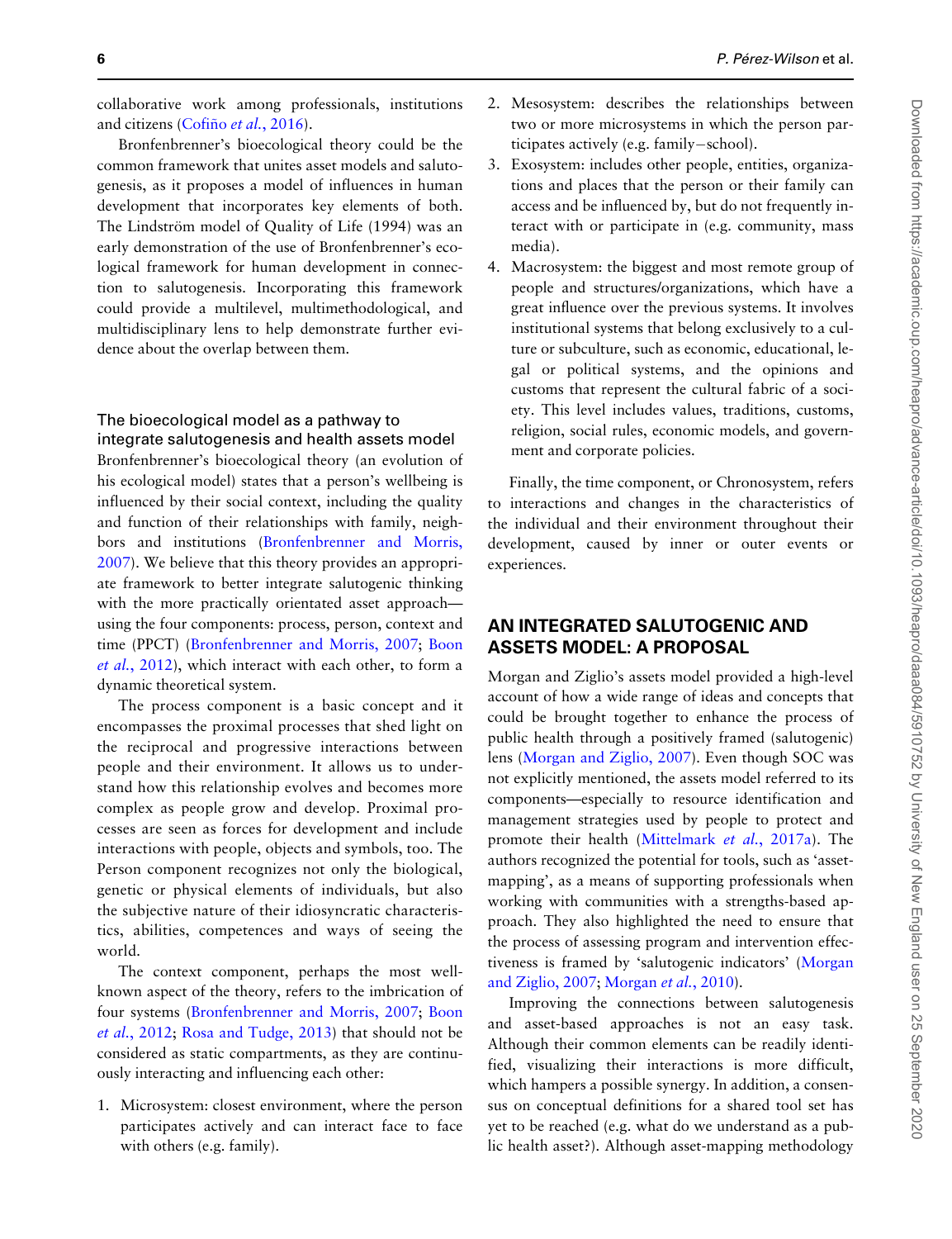collaborative work among professionals, institutions and citizens (Cofiño *et al.*, 2016).

Bronfenbrenner's biocecological theory could be the common framework that unites asset models and salutogenesis, as it proposes a model of influences in human development that incorporates key elements of both. The Lindström model of Quality of Life (1994) was an early demonstration of the use of Bronfenbrenner's ecological framework for human development in connection to salutogenesis. Incorporating this framework could provide a multilevel, multimethodological, and multidisciplinary lens to help demonstrate further evidence about the overlap between them.

### The bioecological model as a pathway to integrate salutogenesis and health assets model

Bronfenbrenner's bioecological theory (an evolution of his ecological model) states that a person's wellbeing is influenced by their social context, including the quality and function of their relationships with family, neighbors and institutions (Bronfenbrenner and Morris, 2007). We believe that this theory provides an appropriate framework to better integrate salutogenic thinking with the more practically orientated asset approach—using the four components: process, person, context and time (PPCT) (Bronfenbrenner and Morris, 2007; Boon *et al.*, 2012), which interact with each other, to form a dynamic theoretical system.

The process component is a basic concept and it encompasses the proximal processes that shed light on the reciprocal and progressive interactions between people and their environment. It allows us to understand how this relationship evolves and becomes more complex as people grow and develop. Proximal processes are seen as forces for development and include interactions with people, objects and symbols, too. The Person component recognizes not only the biological, genetic or physical elements of individuals, but also the subjective nature of their idiosyncratic characteristics, abilities, competences and ways of seeing the world.

The context component, perhaps the most well-known aspect of the theory, refers to the imbrication of four systems (Bronfenbrenner and Morris, 2007; Boon *et al.*, 2012; Rosa and Tudge, 2013) that should not be considered as static compartments, as they are continuously interacting and influencing each other:

1. Microsystem: closest environment, where the person participates actively and can interact face to face with others (e.g. family).
2. Mesosystem: describes the relationships between two or more microsystems in which the person participates actively (e.g. family—school).
3. Exosystem: includes other people, entities, organizations and places that the person or their family can access and be influenced by, but do not frequently interact with or participate in (e.g. community, mass media).
4. Macrosystem: the biggest and most remote group of people and structures/organizations, which have a great influence over the previous systems. It involves institutional systems that belong exclusively to a culture or subculture, such as economic, educational, legal or political systems, and the opinions and customs that represent the cultural fabric of a society. This level includes values, traditions, customs, religion, social rules, economic models, and government and corporate policies.

Finally, the time component, or Chronosystem, refers to interactions and changes in the characteristics of the individual and their environment throughout their development, caused by inner or outer events or experiences.

## AN INTEGRATED SALUTOGENIC AND ASSETS MODEL: A PROPOSAL

Morgan and Ziglio's assets model provided a high-level account of how a wide range of ideas and concepts that could be brought together to enhance the process of public health through a positively framed (salutogenic) lens (Morgan and Ziglio, 2007). Even though SOC was not explicitly mentioned, the assets model referred to its components—especially to resource identification and management strategies used by people to protect and promote their health (Mittelmark *et al.*, 2017a). The authors recognized the potential for tools, such as 'asset-mapping', as a means of supporting professionals when working with communities with a strengths-based approach. They also highlighted the need to ensure that the process of assessing program and intervention effectiveness is framed by 'salutogenic indicators' (Morgan and Ziglio, 2007; Morgan *et al.*, 2010).

Improving the connections between salutogenesis and asset-based approaches is not an easy task. Although their common elements can be readily identified, visualizing their interactions is more difficult, which hampers a possible synergy. In addition, a consensus on conceptual definitions for a shared tool set has yet to be reached (e.g. what do we understand as a public health asset?). Although asset-mapping methodology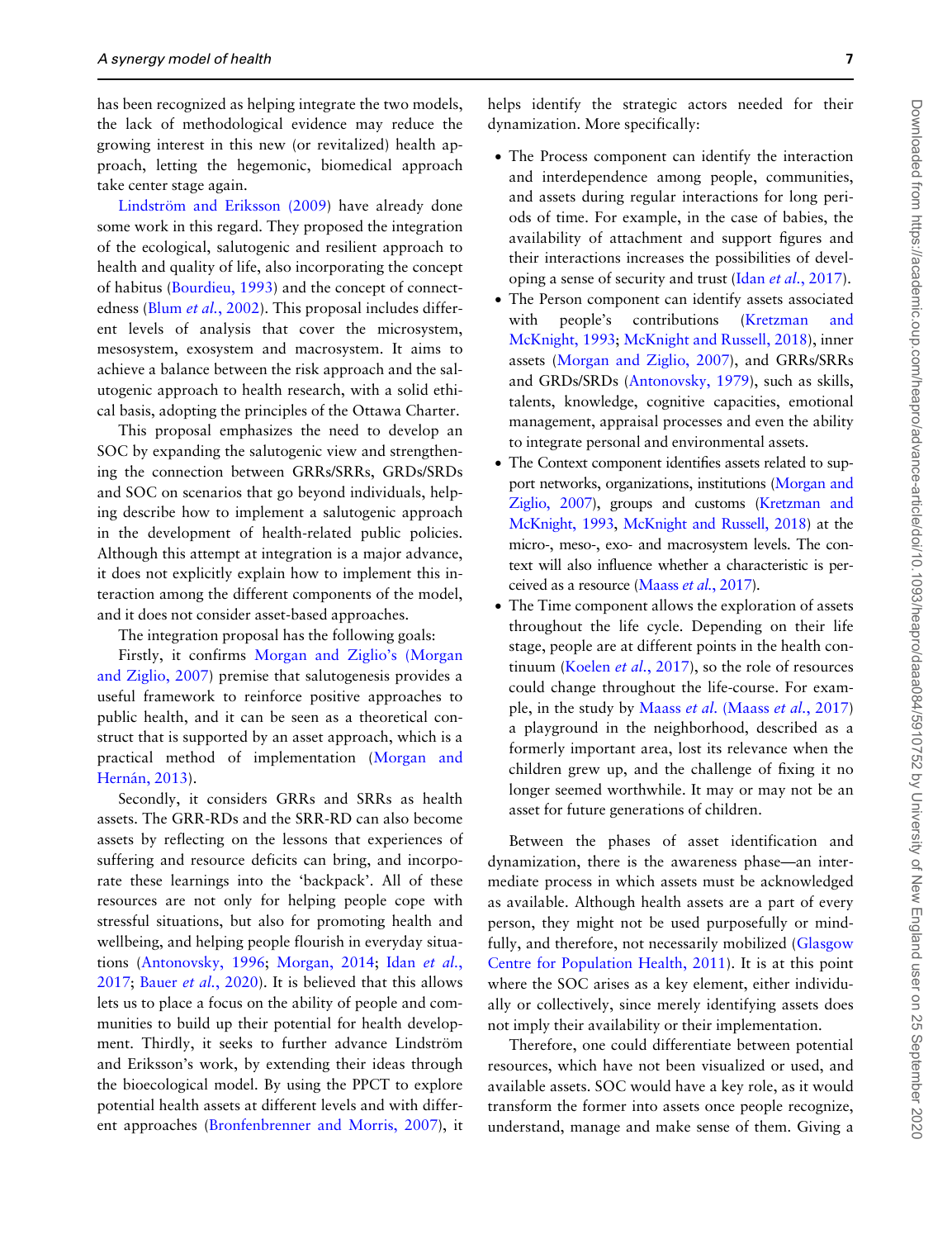has been recognized as helping integrate the two models, the lack of methodological evidence may reduce the growing interest in this new (or revitalized) health approach, letting the hegemonic, biomedical approach take center stage again.

Lindström and Eriksson (2009) have already done some work in this regard. They proposed the integration of the ecological, salutogenic and resilient approach to health and quality of life, also incorporating the concept of habitus (Bourdieu, 1993) and the concept of connectedness (Blum *et al.*, 2002). This proposal includes different levels of analysis that cover the microsystem, mesosystem, exosystem and macrosystem. It aims to achieve a balance between the risk approach and the salutogenic approach to health research, with a solid ethical basis, adopting the principles of the Ottawa Charter.

This proposal emphasizes the need to develop an SOC by expanding the salutogenic view and strengthening the connection between GRRs/SRRs, GRDs/SRDs and SOC on scenarios that go beyond individuals, helping describe how to implement a salutogenic approach in the development of health-related public policies. Although this attempt at integration is a major advance, it does not explicitly explain how to implement this interaction among the different components of the model, and it does not consider asset-based approaches.

The integration proposal has the following goals:

Firstly, it confirms Morgan and Ziglio's (Morgan and Ziglio, 2007) premise that salutogenesis provides a useful framework to reinforce positive approaches to public health, and it can be seen as a theoretical construct that is supported by an asset approach, which is a practical method of implementation (Morgan and Hernán, 2013).

Secondly, it considers GRRs and SRRs as health assets. The GRR-RDs and the SRR-RD can also become assets by reflecting on the lessons that experiences of suffering and resource deficits can bring, and incorporate these learnings into the 'backpack'. All of these resources are not only for helping people cope with stressful situations, but also for promoting health and wellbeing, and helping people flourish in everyday situations (Antonovsky, 1996; Morgan, 2014; Idan *et al.*, 2017; Bauer *et al.*, 2020). It is believed that this allows lets us to place a focus on the ability of people and communities to build up their potential for health development. Thirdly, it seeks to further advance Lindström and Eriksson's work, by extending their ideas through the bioecological model. By using the PPCT to explore potential health assets at different levels and with different approaches (Bronfenbrenner and Morris, 2007), it helps identify the strategic actors needed for their dynamization. More specifically:

- The Process component can identify the interaction and interdependence among people, communities, and assets during regular interactions for long periods of time. For example, in the case of babies, the availability of attachment and support figures and their interactions increases the possibilities of developing a sense of security and trust (Idan *et al.*, 2017).
- The Person component can identify assets associated with people's contributions (Kretzman and McKnight, 1993; McKnight and Russell, 2018), inner assets (Morgan and Ziglio, 2007), and GRRs/SRRs and GRDs/SRDs (Antonovsky, 1979), such as skills, talents, knowledge, cognitive capacities, emotional management, appraisal processes and even the ability to integrate personal and environmental assets.
- The Context component identifies assets related to support networks, organizations, institutions (Morgan and Ziglio, 2007), groups and customs (Kretzman and McKnight, 1993, McKnight and Russell, 2018) at the micro-, meso-, exo- and macrosystem levels. The context will also influence whether a characteristic is perceived as a resource (Maass *et al.*, 2017).
- The Time component allows the exploration of assets throughout the life cycle. Depending on their life stage, people are at different points in the health continuum (Koelen *et al.*, 2017), so the role of resources could change throughout the life-course. For example, in the study by Maass *et al.* (Maass *et al.*, 2017) a playground in the neighborhood, described as a formerly important area, lost its relevance when the children grew up, and the challenge of fixing it no longer seemed worthwhile. It may or may not be an asset for future generations of children.

Between the phases of asset identification and dynamization, there is the awareness phase—an intermediate process in which assets must be acknowledged as available. Although health assets are a part of every person, they might not be used purposefully or mindfully, and therefore, not necessarily mobilized (Glasgow Centre for Population Health, 2011). It is at this point where the SOC arises as a key element, either individually or collectively, since merely identifying assets does not imply their availability or their implementation.

Therefore, one could differentiate between potential resources, which have not been visualized or used, and available assets. SOC would have a key role, as it would transform the former into assets once people recognize, understand, manage and make sense of them. Giving a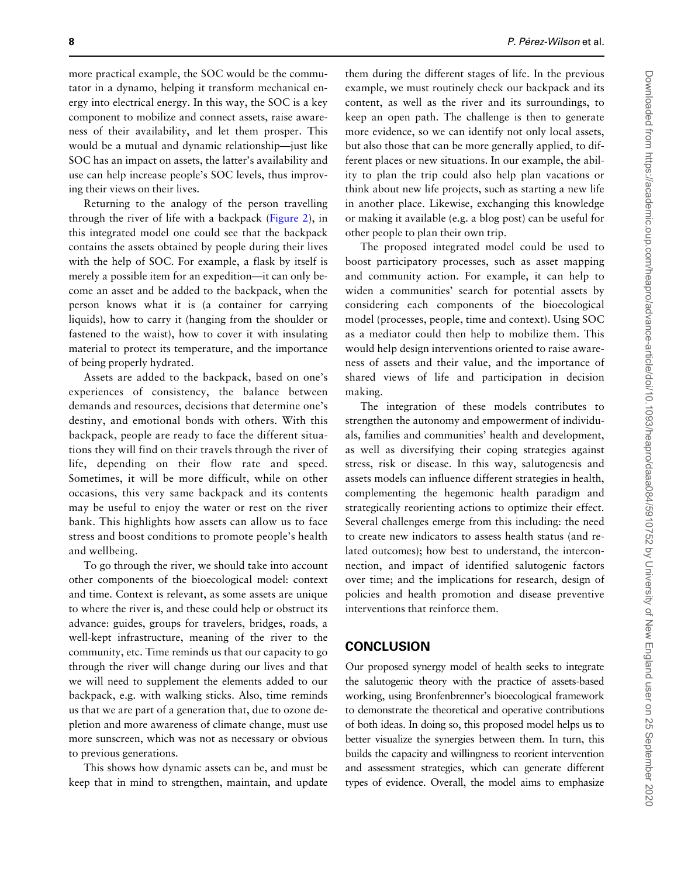more practical example, the SOC would be the commutator in a dynamo, helping it transform mechanical energy into electrical energy. In this way, the SOC is a key component to mobilize and connect assets, raise awareness of their availability, and let them prosper. This would be a mutual and dynamic relationship—just like SOC has an impact on assets, the latter's availability and use can help increase people's SOC levels, thus improving their views on their lives.

Returning to the analogy of the person travelling through the river of life with a backpack (Figure 2), in this integrated model one could see that the backpack contains the assets obtained by people during their lives with the help of SOC. For example, a flask by itself is merely a possible item for an expedition—it can only become an asset and be added to the backpack, when the person knows what it is (a container for carrying liquids), how to carry it (hanging from the shoulder or fastened to the waist), how to cover it with insulating material to protect its temperature, and the importance of being properly hydrated.

Assets are added to the backpack, based on one's experiences of consistency, the balance between demands and resources, decisions that determine one's destiny, and emotional bonds with others. With this backpack, people are ready to face the different situations they will find on their travels through the river of life, depending on their flow rate and speed. Sometimes, it will be more difficult, while on other occasions, this very same backpack and its contents may be useful to enjoy the water or rest on the river bank. This highlights how assets can allow us to face stress and boost conditions to promote people's health and wellbeing.

To go through the river, we should take into account other components of the bioecological model: context and time. Context is relevant, as some assets are unique to where the river is, and these could help or obstruct its advance: guides, groups for travelers, bridges, roads, a well-kept infrastructure, meaning of the river to the community, etc. Time reminds us that our capacity to go through the river will change during our lives and that we will need to supplement the elements added to our backpack, e.g. with walking sticks. Also, time reminds us that we are part of a generation that, due to ozone depletion and more awareness of climate change, must use more sunscreen, which was not as necessary or obvious to previous generations.

This shows how dynamic assets can be, and must be keep that in mind to strengthen, maintain, and update them during the different stages of life. In the previous example, we must routinely check our backpack and its content, as well as the river and its surroundings, to keep an open path. The challenge is then to generate more evidence, so we can identify not only local assets, but also those that can be more generally applied, to different places or new situations. In our example, the ability to plan the trip could also help plan vacations or think about new life projects, such as starting a new life in another place. Likewise, exchanging this knowledge or making it available (e.g. a blog post) can be useful for other people to plan their own trip.

The proposed integrated model could be used to boost participatory processes, such as asset mapping and community action. For example, it can help to widen a communities' search for potential assets by considering each components of the bioecological model (processes, people, time and context). Using SOC as a mediator could then help to mobilize them. This would help design interventions oriented to raise awareness of assets and their value, and the importance of shared views of life and participation in decision making.

The integration of these models contributes to strengthen the autonomy and empowerment of individuals, families and communities' health and development, as well as diversifying their coping strategies against stress, risk or disease. In this way, salutogenesis and assets models can influence different strategies in health, complementing the hegemonic health paradigm and strategically reorienting actions to optimize their effect. Several challenges emerge from this including: the need to create new indicators to assess health status (and related outcomes); how best to understand, the interconnection, and impact of identified salutogenic factors over time; and the implications for research, design of policies and health promotion and disease preventive interventions that reinforce them.

## CONCLUSION

Our proposed synergy model of health seeks to integrate the salutogenic theory with the practice of assets-based working, using Bronfenbrenner's bioecological framework to demonstrate the theoretical and operative contributions of both ideas. In doing so, this proposed model helps us to better visualize the synergies between them. In turn, this builds the capacity and willingness to reorient intervention and assessment strategies, which can generate different types of evidence. Overall, the model aims to emphasize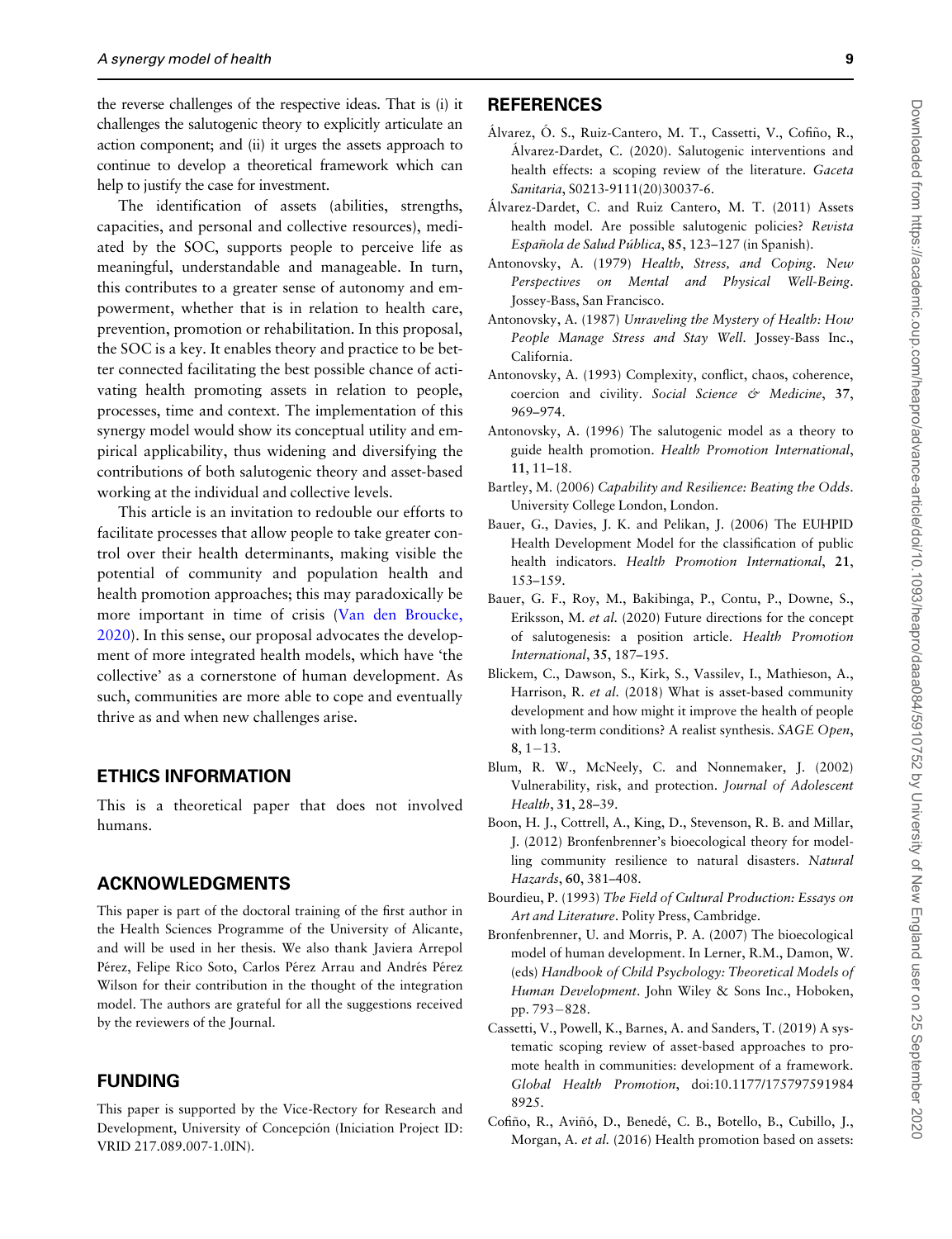the reverse challenges of the respective ideas. That is (i) it challenges the salutogenic theory to explicitly articulate an action component; and (ii) it urges the assets approach to continue to develop a theoretical framework which can help to justify the case for investment.

The identification of assets (abilities, strengths, capacities, and personal and collective resources), mediated by the SOC, supports people to perceive life as meaningful, understandable and manageable. In turn, this contributes to a greater sense of autonomy and empowerment, whether that is in relation to health care, prevention, promotion or rehabilitation. In this proposal, the SOC is a key. It enables theory and practice to be better connected facilitating the best possible chance of activating health promoting assets in relation to people, processes, time and context. The implementation of this synergy model would show its conceptual utility and empirical applicability, thus widening and diversifying the contributions of both salutogenic theory and asset-based working at the individual and collective levels.

This article is an invitation to redouble our efforts to facilitate processes that allow people to take greater control over their health determinants, making visible the potential of community and population health and health promotion approaches; this may paradoxically be more important in time of crisis (Van den Broucke, 2020). In this sense, our proposal advocates the development of more integrated health models, which have 'the collective' as a cornerstone of human development. As such, communities are more able to cope and eventually thrive as and when new challenges arise.

## ETHICS INFORMATION

This is a theoretical paper that does not involved humans.

## ACKNOWLEDGMENTS

This paper is part of the doctoral training of the first author in the Health Sciences Programme of the University of Alicante, and will be used in her thesis. We also thank Javiera Arrepol Pérez, Felipe Rico Soto, Carlos Pérez Arrau and Andrés Pérez Wilson for their contribution in the thought of the integration model. The authors are grateful for all the suggestions received by the reviewers of the Journal.

## FUNDING

This paper is supported by the Vice-Rectory for Research and Development, University of Concepción (Iniciation Project ID: VRID 217.089.007-1.0IN).

## REFERENCES

Álvarez, Ó. S., Ruiz-Cantero, M. T., Cassetti, V., Cofiño, R., Álvarez-Dardet, C. (2020). Salutogenic interventions and health effects: a scoping review of the literature. *Gaceta Sanitaria*, S0213-9111(20)30037-6.

Álvarez-Dardet, C. and Ruiz Cantero, M. T. (2011) Assets health model. Are possible salutogenic policies? *Revista Española de Salud Pública*, **85**, 123–127 (in Spanish).

Antonovsky, A. (1979) *Health, Stress, and Coping. New Perspectives on Mental and Physical Well-Being*. Jossey-Bass, San Francisco.

Antonovsky, A. (1987) *Unraveling the Mystery of Health: How People Manage Stress and Stay Well*. Jossey-Bass Inc., California.

Antonovsky, A. (1993) Complexity, conflict, chaos, coherence, coercion and civility. *Social Science & Medicine*, **37**, 969–974.

Antonovsky, A. (1996) The salutogenic model as a theory to guide health promotion. *Health Promotion International*, **11**, 11–18.

Bartley, M. (2006) *Capability and Resilience: Beating the Odds*. University College London, London.

Bauer, G., Davies, J. K. and Pelikan, J. (2006) The EUHPID Health Development Model for the classification of public health indicators. *Health Promotion International*, **21**, 153–159.

Bauer, G. F., Roy, M., Bakibinga, P., Contu, P., Downe, S., Eriksson, M. *et al.* (2020) Future directions for the concept of salutogenesis: a position article. *Health Promotion International*, **35**, 187–195.

Blickem, C., Dawson, S., Kirk, S., Vassilev, I., Mathieson, A., Harrison, R. *et al.* (2018) What is asset-based community development and how might it improve the health of people with long-term conditions? A realist synthesis. *SAGE Open*, **8**, 1−13.

Blum, R. W., McNeely, C. and Nonnemaker, J. (2002) Vulnerability, risk, and protection. *Journal of Adolescent Health*, **31**, 28–39.

Boon, H. J., Cottrell, A., King, D., Stevenson, R. B. and Millar, J. (2012) Bronfenbrenner's bioecological theory for modelling community resilience to natural disasters. *Natural Hazards*, **60**, 381–408.

Bourdieu, P. (1993) *The Field of Cultural Production: Essays on Art and Literature*. Polity Press, Cambridge.

Bronfenbrenner, U. and Morris, P. A. (2007) The bioecological model of human development. In Lerner, R.M., Damon, W. (eds) *Handbook of Child Psychology: Theoretical Models of Human Development*. John Wiley & Sons Inc., Hoboken, pp. 793−828.

Cassetti, V., Powell, K., Barnes, A. and Sanders, T. (2019) A systematic scoping review of asset-based approaches to promote health in communities: development of a framework. *Global Health Promotion*, doi:10.1177/1757975919848925.

Cofiño, R., Aviñó, D., Benedé, C. B., Botello, B., Cubillo, J., Morgan, A. *et al.* (2016) Health promotion based on assets: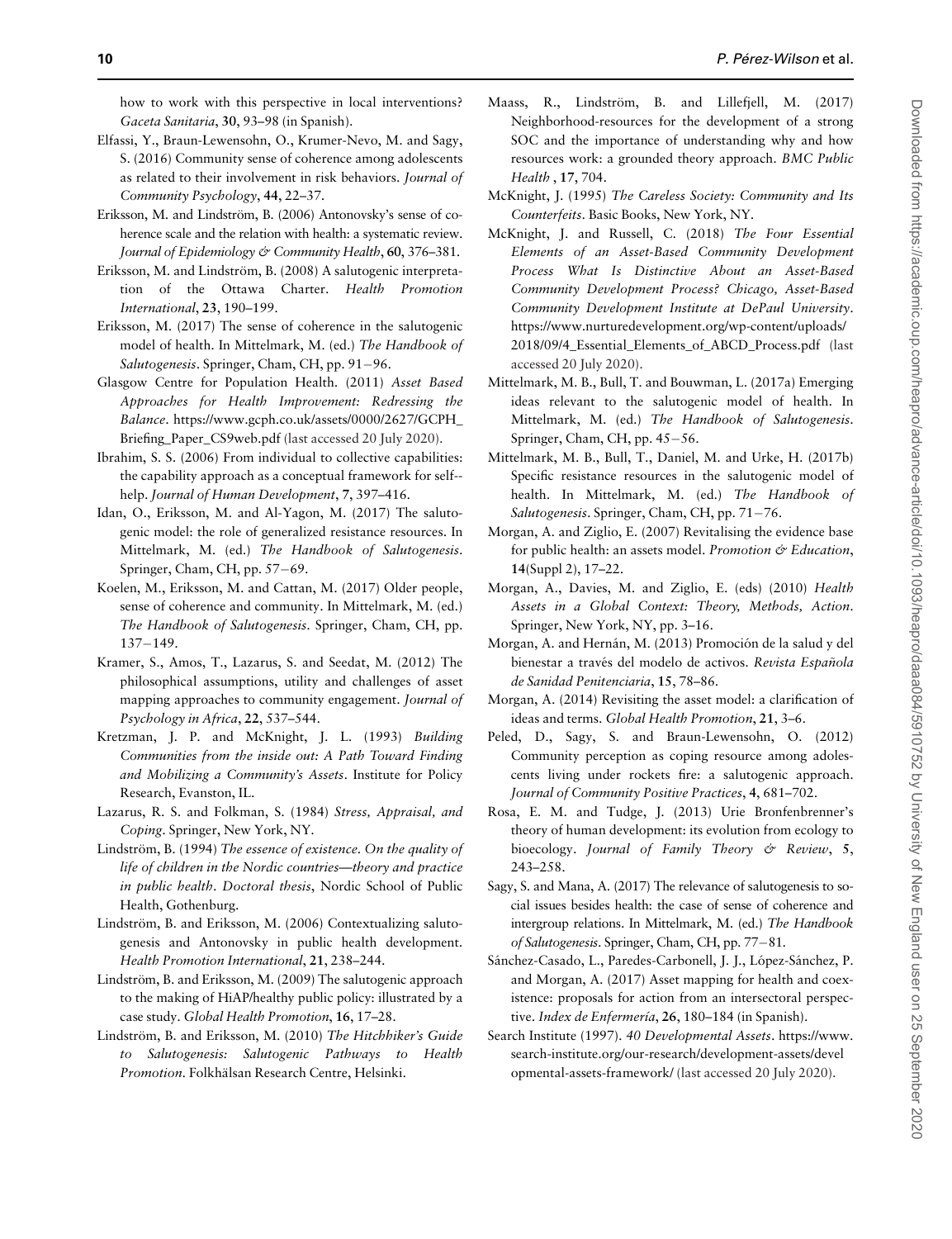how to work with this perspective in local interventions? *Gaceta Sanitaria*, **30**, 93–98 (in Spanish).

Elfassi, Y., Braun-Lewensohn, O., Krumer-Nevo, M. and Sagy, S. (2016) Community sense of coherence among adolescents as related to their involvement in risk behaviors. *Journal of Community Psychology*, **44**, 22–37.

Eriksson, M. and Lindström, B. (2006) Antonovsky's sense of coherence scale and the relation with health: a systematic review. *Journal of Epidemiology & Community Health*, **60**, 376–381.

Eriksson, M. and Lindström, B. (2008) A salutogenic interpretation of the Ottawa Charter. *Health Promotion International*, **23**, 190–199.

Eriksson, M. (2017) The sense of coherence in the salutogenic model of health. In Mittelmark, M. (ed.) *The Handbook of Salutogenesis*. Springer, Cham, CH, pp. 91−96.

Glasgow Centre for Population Health. (2011) *Asset Based Approaches for Health Improvement: Redressing the Balance*. https://www.gcph.co.uk/assets/0000/2627/GCPH_Briefing_Paper_CS9web.pdf (last accessed 20 July 2020).

Ibrahim, S. S. (2006) From individual to collective capabilities: the capability approach as a conceptual framework for self--help. *Journal of Human Development*, **7**, 397–416.

Idan, O., Eriksson, M. and Al-Yagon, M. (2017) The salutogenic model: the role of generalized resistance resources. In Mittelmark, M. (ed.) *The Handbook of Salutogenesis*. Springer, Cham, CH, pp. 57−69.

Koelen, M., Eriksson, M. and Cattan, M. (2017) Older people, sense of coherence and community. In Mittelmark, M. (ed.) *The Handbook of Salutogenesis*. Springer, Cham, CH, pp. 137−149.

Kramer, S., Amos, T., Lazarus, S. and Seedat, M. (2012) The philosophical assumptions, utility and challenges of asset mapping approaches to community engagement. *Journal of Psychology in Africa*, **22**, 537–544.

Kretzman, J. P. and McKnight, J. L. (1993) *Building Communities from the inside out: A Path Toward Finding and Mobilizing a Community's Assets*. Institute for Policy Research, Evanston, IL.

Lazarus, R. S. and Folkman, S. (1984) *Stress, Appraisal, and Coping*. Springer, New York, NY.

Lindström, B. (1994) *The essence of existence. On the quality of life of children in the Nordic countries—theory and practice in public health. Doctoral thesis*, Nordic School of Public Health, Gothenburg.

Lindström, B. and Eriksson, M. (2006) Contextualizing salutogenesis and Antonovsky in public health development. *Health Promotion International*, **21**, 238–244.

Lindström, B. and Eriksson, M. (2009) The salutogenic approach to the making of HiAP/healthy public policy: illustrated by a case study. *Global Health Promotion*, **16**, 17–28.

Lindström, B. and Eriksson, M. (2010) *The Hitchhiker's Guide to Salutogenesis: Salutogenic Pathways to Health Promotion*. Folkhälsan Research Centre, Helsinki.

Maass, R., Lindström, B. and Lillefjell, M. (2017) Neighborhood-resources for the development of a strong SOC and the importance of understanding why and how resources work: a grounded theory approach. *BMC Public Health* , **17**, 704.

McKnight, J. (1995) *The Careless Society: Community and Its Counterfeits*. Basic Books, New York, NY.

McKnight, J. and Russell, C. (2018) *The Four Essential Elements of an Asset-Based Community Development Process What Is Distinctive About an Asset-Based Community Development Process? Chicago, Asset-Based Community Development Institute at DePaul University*. https://www.nurturedevelopment.org/wp-content/uploads/2018/09/4_Essential_Elements_of_ABCD_Process.pdf (last accessed 20 July 2020).

Mittelmark, M. B., Bull, T. and Bouwman, L. (2017a) Emerging ideas relevant to the salutogenic model of health. In Mittelmark, M. (ed.) *The Handbook of Salutogenesis*. Springer, Cham, CH, pp. 45−56.

Mittelmark, M. B., Bull, T., Daniel, M. and Urke, H. (2017b) Specific resistance resources in the salutogenic model of health. In Mittelmark, M. (ed.) *The Handbook of Salutogenesis*. Springer, Cham, CH, pp. 71−76.

Morgan, A. and Ziglio, E. (2007) Revitalising the evidence base for public health: an assets model. *Promotion & Education*, **14**(Suppl 2), 17–22.

Morgan, A., Davies, M. and Ziglio, E. (eds) (2010) *Health Assets in a Global Context: Theory, Methods, Action*. Springer, New York, NY, pp. 3–16.

Morgan, A. and Hernán, M. (2013) Promoción de la salud y del bienestar a través del modelo de activos. *Revista Española de Sanidad Penitenciaria*, **15**, 78–86.

Morgan, A. (2014) Revisiting the asset model: a clarification of ideas and terms. *Global Health Promotion*, **21**, 3–6.

Peled, D., Sagy, S. and Braun-Lewensohn, O. (2012) Community perception as coping resource among adolescents living under rockets fire: a salutogenic approach. *Journal of Community Positive Practices*, **4**, 681–702.

Rosa, E. M. and Tudge, J. (2013) Urie Bronfenbrenner's theory of human development: its evolution from ecology to bioecology. *Journal of Family Theory & Review*, **5**, 243–258.

Sagy, S. and Mana, A. (2017) The relevance of salutogenesis to social issues besides health: the case of sense of coherence and intergroup relations. In Mittelmark, M. (ed.) *The Handbook of Salutogenesis*. Springer, Cham, CH, pp. 77−81.

Sánchez-Casado, L., Paredes-Carbonell, J. J., López-Sánchez, P. and Morgan, A. (2017) Asset mapping for health and coexistence: proposals for action from an intersectoral perspective. *Index de Enfermería*, **26**, 180–184 (in Spanish).

Search Institute (1997). *40 Developmental Assets*. https://www.search-institute.org/our-research/development-assets/developmental-assets-framework/ (last accessed 20 July 2020).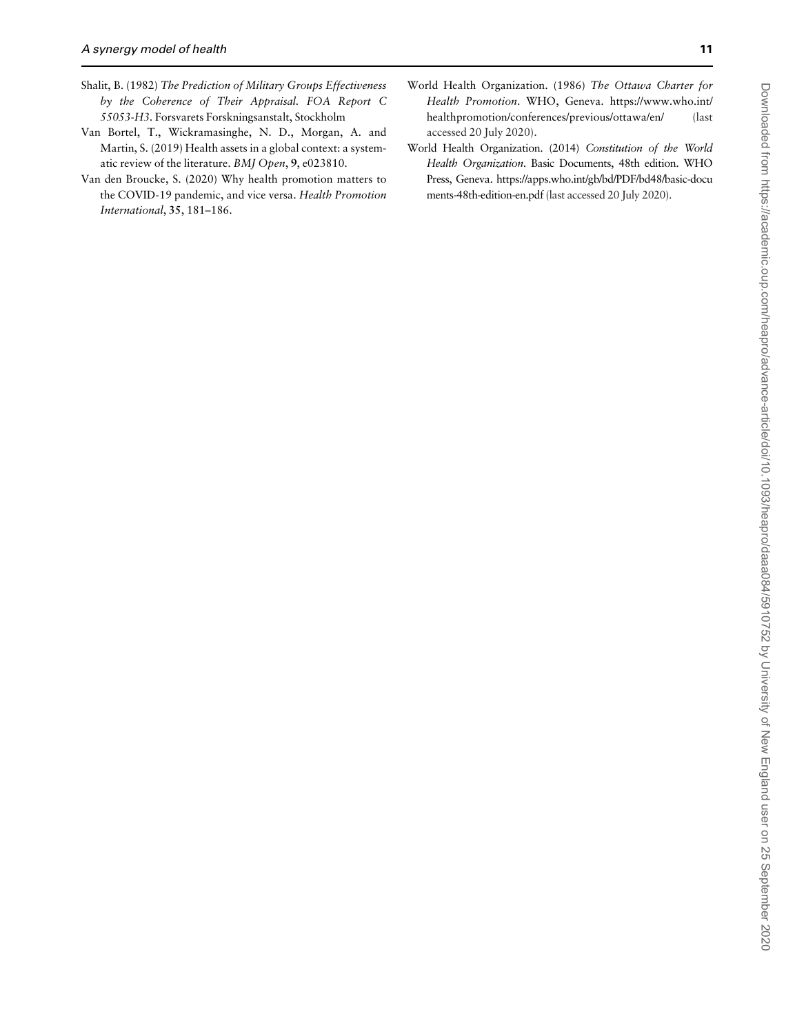Shalit, B. (1982) *The Prediction of Military Groups Effectiveness by the Coherence of Their Appraisal. FOA Report C 55053-H3*. Forsvarets Forskningsanstalt, Stockholm

Van Bortel, T., Wickramasinghe, N. D., Morgan, A. and Martin, S. (2019) Health assets in a global context: a systematic review of the literature. *BMJ Open*, **9**, e023810.

Van den Broucke, S. (2020) Why health promotion matters to the COVID-19 pandemic, and vice versa. *Health Promotion International*, **35**, 181–186.

World Health Organization. (1986) *The Ottawa Charter for Health Promotion*. WHO, Geneva. https://www.who.int/healthpromotion/conferences/previous/ottawa/en/ (last accessed 20 July 2020).

World Health Organization. (2014) *Constitution of the World Health Organization*. Basic Documents, 48th edition. WHO Press, Geneva. https://apps.who.int/gb/bd/PDF/bd48/basic-documents-48th-edition-en.pdf (last accessed 20 July 2020).